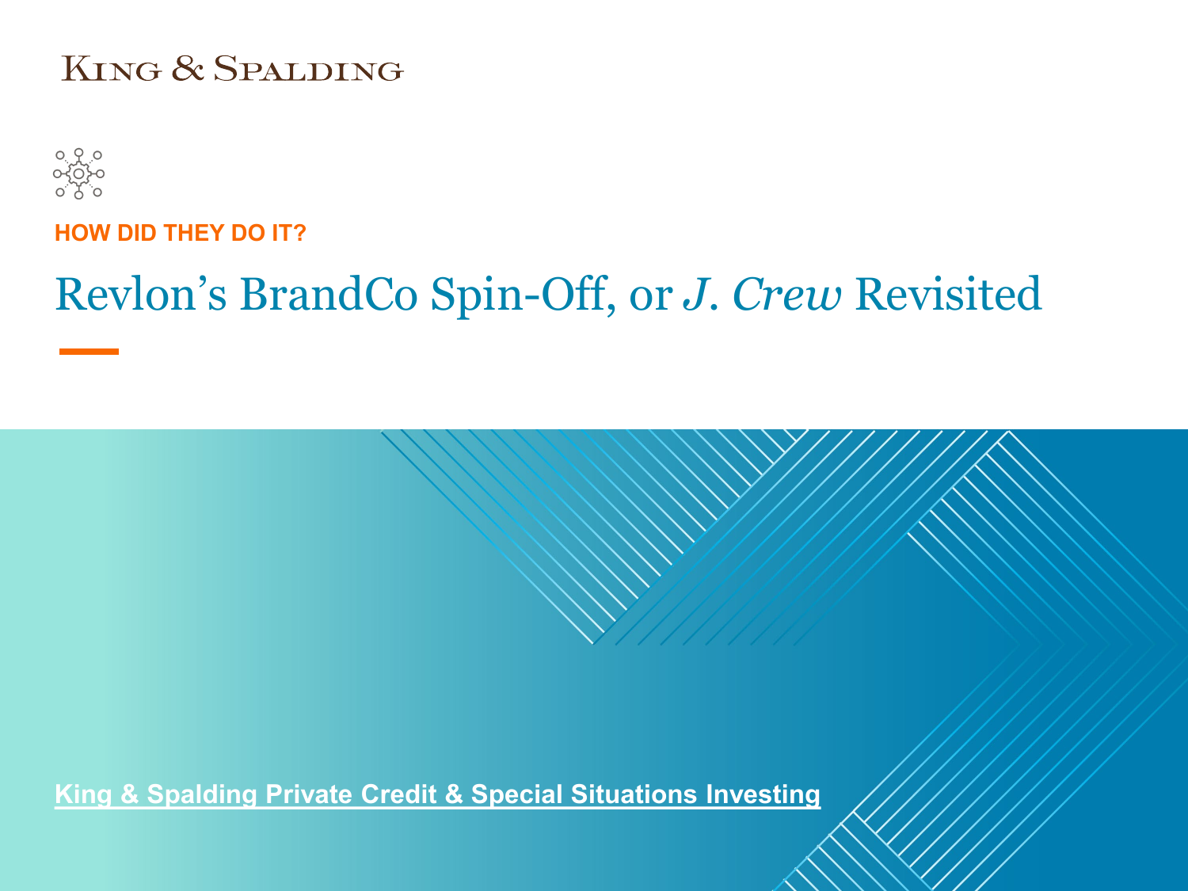King & Spalding

**HOW DID THEY DO IT?**

# Revlon's BrandCo Spin-Off, or *J. Crew* Revisited

King & Spalding Private Credit & Special Situations Investing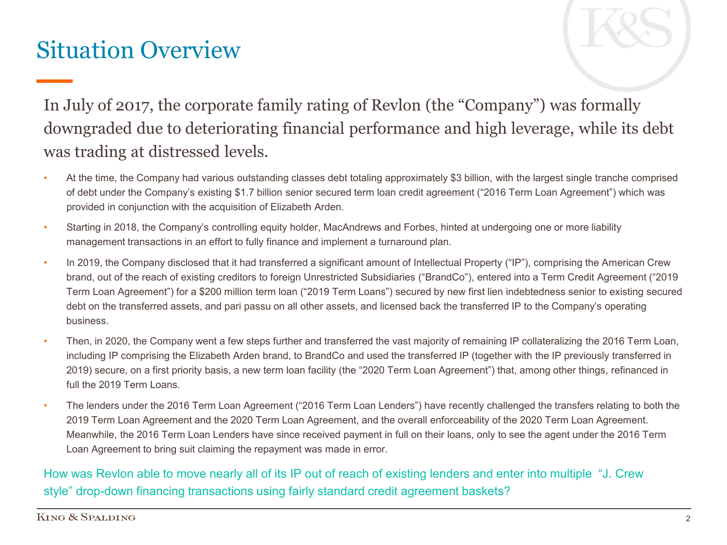# Situation Overview

In July of 2017, the corporate family rating of Revlon (the "Company") was formally downgraded due to deteriorating financial performance and high leverage, while its debt was trading at distressed levels.

- At the time, the Company had various outstanding classes debt totaling approximately $3 billion, with the largest single tranche comprised of debt under the Company's existing $1.7 billion senior secured term loan credit agreement ("2016 Term Loan Agreement") which was provided in conjunction with the acquisition of Elizabeth Arden.
- Starting in 2018, the Company's controlling equity holder, MacAndrews and Forbes, hinted at undergoing one or more liability management transactions in an effort to fully finance and implement a turnaround plan.
- In 2019, the Company disclosed that it had transferred a significant amount of Intellectual Property ("IP"), comprising the American Crew brand, out of the reach of existing creditors to foreign Unrestricted Subsidiaries ("BrandCo"), entered into a Term Credit Agreement ("2019 Term Loan Agreement") for a $200 million term loan ("2019 Term Loans") secured by new first lien indebtedness senior to existing secured debt on the transferred assets, and pari passu on all other assets, and licensed back the transferred IP to the Company's operating business.
- Then, in 2020, the Company went a few steps further and transferred the vast majority of remaining IP collateralizing the 2016 Term Loan, including IP comprising the Elizabeth Arden brand, to BrandCo and used the transferred IP (together with the IP previously transferred in 2019) secure, on a first priority basis, a new term loan facility (the "2020 Term Loan Agreement") that, among other things, refinanced in full the 2019 Term Loans.
- The lenders under the 2016 Term Loan Agreement ("2016 Term Loan Lenders") have recently challenged the transfers relating to both the 2019 Term Loan Agreement and the 2020 Term Loan Agreement, and the overall enforceability of the 2020 Term Loan Agreement. Meanwhile, the 2016 Term Loan Lenders have since received payment in full on their loans, only to see the agent under the 2016 Term Loan Agreement to bring suit claiming the repayment was made in error.

How was Revlon able to move nearly all of its IP out of reach of existing lenders and enter into multiple "J. Crew style" drop-down financing transactions using fairly standard credit agreement baskets?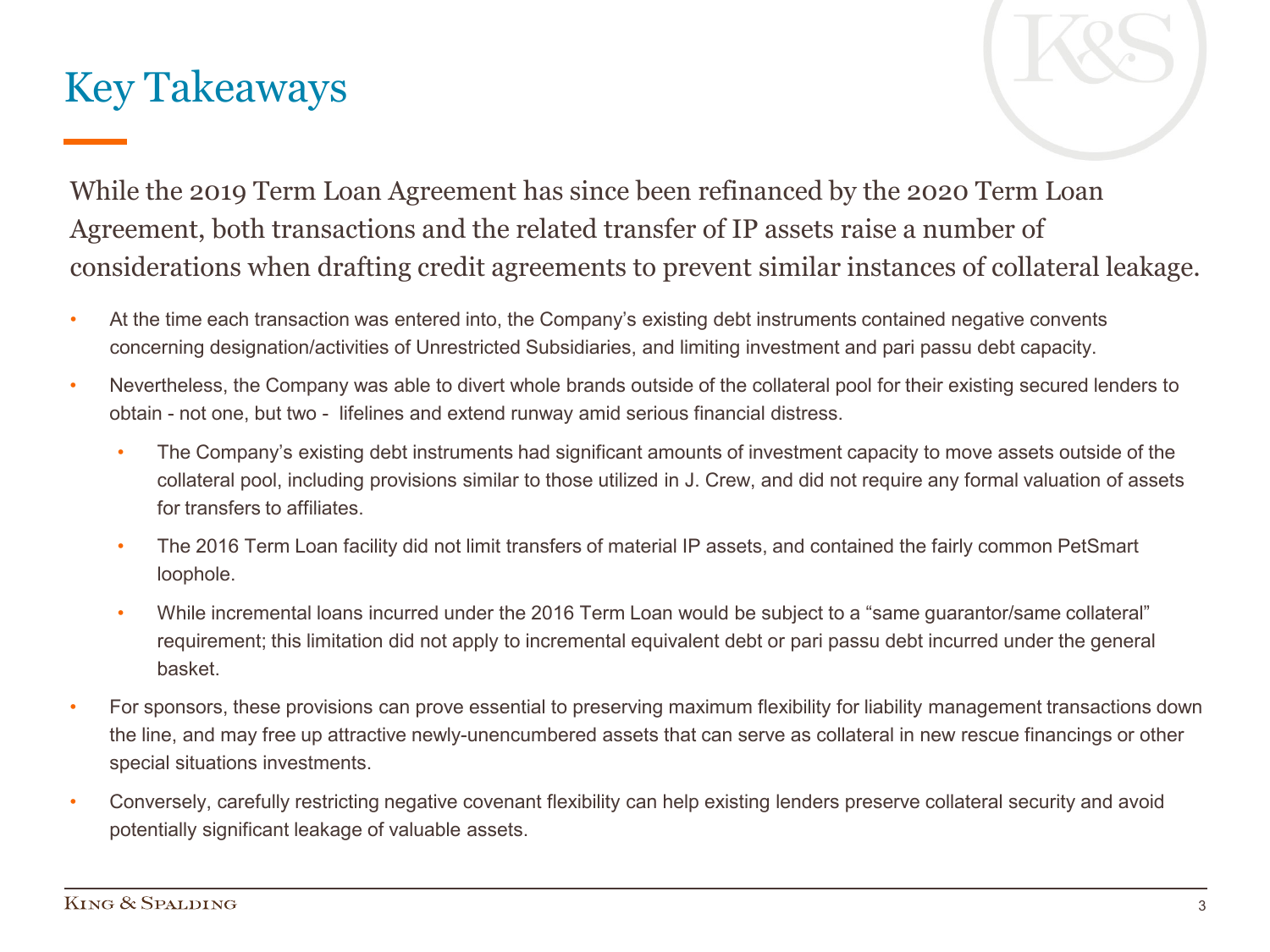# Key Takeaways

While the 2019 Term Loan Agreement has since been refinanced by the 2020 Term Loan Agreement, both transactions and the related transfer of IP assets raise a number of considerations when drafting credit agreements to prevent similar instances of collateral leakage.

- At the time each transaction was entered into, the Company's existing debt instruments contained negative convents concerning designation/activities of Unrestricted Subsidiaries, and limiting investment and pari passu debt capacity.
- Nevertheless, the Company was able to divert whole brands outside of the collateral pool for their existing secured lenders to obtain - not one, but two - lifelines and extend runway amid serious financial distress.
  - The Company's existing debt instruments had significant amounts of investment capacity to move assets outside of the collateral pool, including provisions similar to those utilized in J. Crew, and did not require any formal valuation of assets for transfers to affiliates.
  - The 2016 Term Loan facility did not limit transfers of material IP assets, and contained the fairly common PetSmart loophole.
  - While incremental loans incurred under the 2016 Term Loan would be subject to a "same guarantor/same collateral" requirement; this limitation did not apply to incremental equivalent debt or pari passu debt incurred under the general basket.
- For sponsors, these provisions can prove essential to preserving maximum flexibility for liability management transactions down the line, and may free up attractive newly-unencumbered assets that can serve as collateral in new rescue financings or other special situations investments.
- Conversely, carefully restricting negative covenant flexibility can help existing lenders preserve collateral security and avoid potentially significant leakage of valuable assets.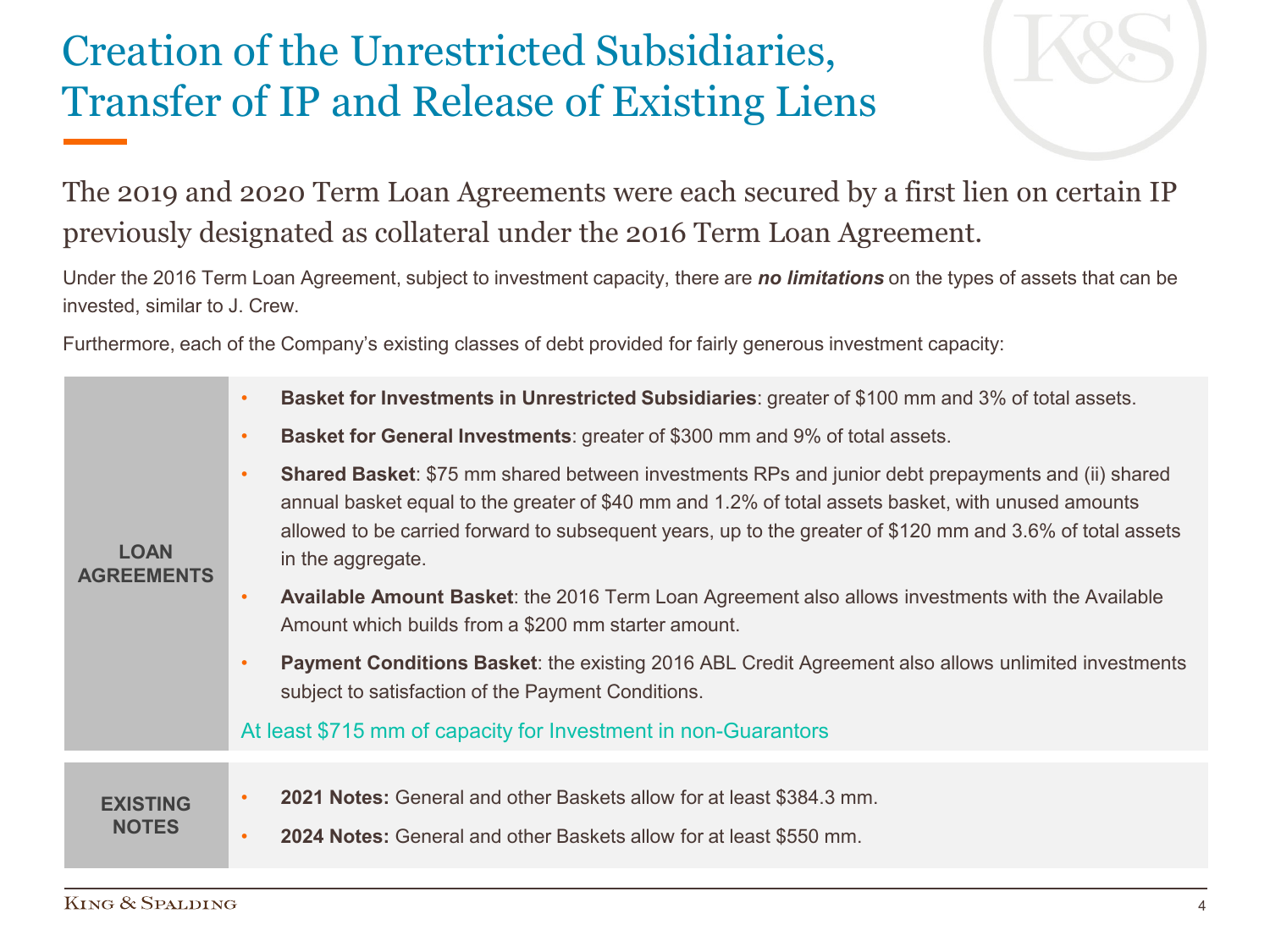# Creation of the Unrestricted Subsidiaries, Transfer of IP and Release of Existing Liens

## The 2019 and 2020 Term Loan Agreements were each secured by a first lien on certain IP previously designated as collateral under the 2016 Term Loan Agreement.

Under the 2016 Term Loan Agreement, subject to investment capacity, there are ***no limitations*** on the types of assets that can be invested, similar to J. Crew.

Furthermore, each of the Company's existing classes of debt provided for fairly generous investment capacity:

**LOAN AGREEMENTS**

- **Basket for Investments in Unrestricted Subsidiaries**: greater of $100 mm and 3% of total assets.
- **Basket for General Investments**: greater of $300 mm and 9% of total assets.
- **Shared Basket**: $75 mm shared between investments RPs and junior debt prepayments and (ii) shared annual basket equal to the greater of $40 mm and 1.2% of total assets basket, with unused amounts allowed to be carried forward to subsequent years, up to the greater of $120 mm and 3.6% of total assets in the aggregate.
- **Available Amount Basket**: the 2016 Term Loan Agreement also allows investments with the Available Amount which builds from a $200 mm starter amount.
- **Payment Conditions Basket**: the existing 2016 ABL Credit Agreement also allows unlimited investments subject to satisfaction of the Payment Conditions.

At least $715 mm of capacity for Investment in non-Guarantors

**EXISTING NOTES**

- **2021 Notes:** General and other Baskets allow for at least $384.3 mm.
- **2024 Notes:** General and other Baskets allow for at least $550 mm.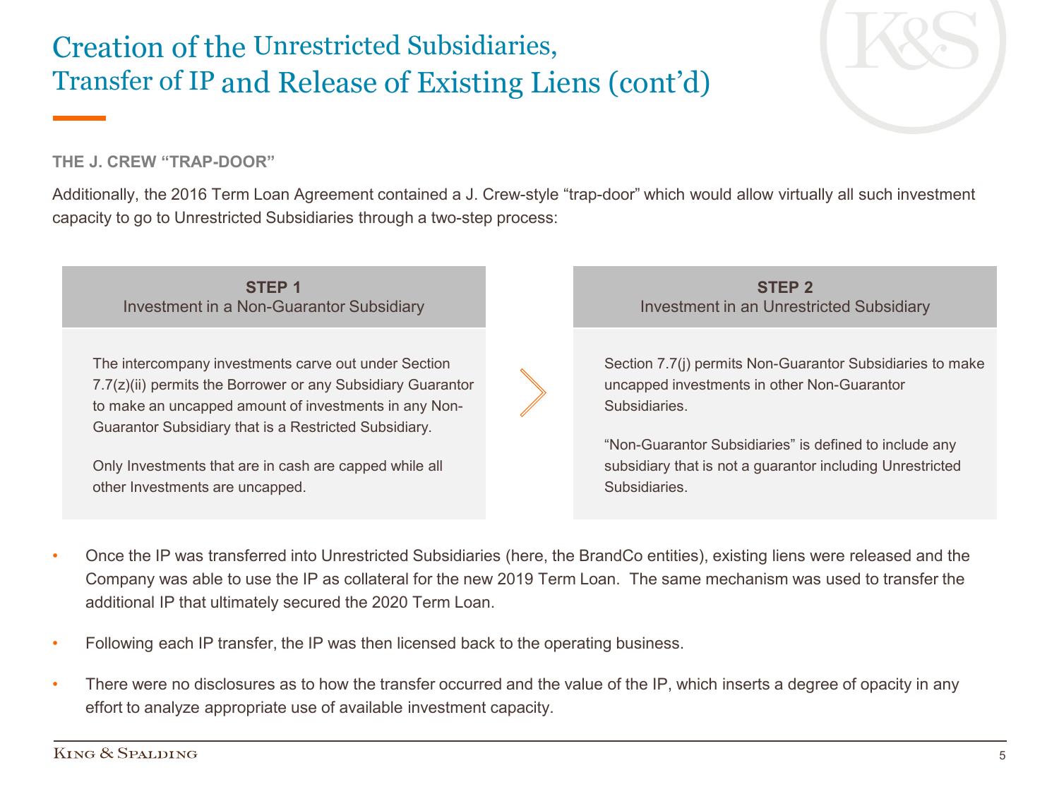# Creation of the Unrestricted Subsidiaries, Transfer of IP and Release of Existing Liens (cont'd)

**THE J. CREW "TRAP-DOOR"**

Additionally, the 2016 Term Loan Agreement contained a J. Crew-style "trap-door" which would allow virtually all such investment capacity to go to Unrestricted Subsidiaries through a two-step process:

**STEP 1**
Investment in a Non-Guarantor Subsidiary

The intercompany investments carve out under Section 7.7(z)(ii) permits the Borrower or any Subsidiary Guarantor to make an uncapped amount of investments in any Non-Guarantor Subsidiary that is a Restricted Subsidiary.

Only Investments that are in cash are capped while all other Investments are uncapped.

**STEP 2**
Investment in an Unrestricted Subsidiary

Section 7.7(j) permits Non-Guarantor Subsidiaries to make uncapped investments in other Non-Guarantor Subsidiaries.

"Non-Guarantor Subsidiaries" is defined to include any subsidiary that is not a guarantor including Unrestricted Subsidiaries.

- Once the IP was transferred into Unrestricted Subsidiaries (here, the BrandCo entities), existing liens were released and the Company was able to use the IP as collateral for the new 2019 Term Loan. The same mechanism was used to transfer the additional IP that ultimately secured the 2020 Term Loan.
- Following each IP transfer, the IP was then licensed back to the operating business.
- There were no disclosures as to how the transfer occurred and the value of the IP, which inserts a degree of opacity in any effort to analyze appropriate use of available investment capacity.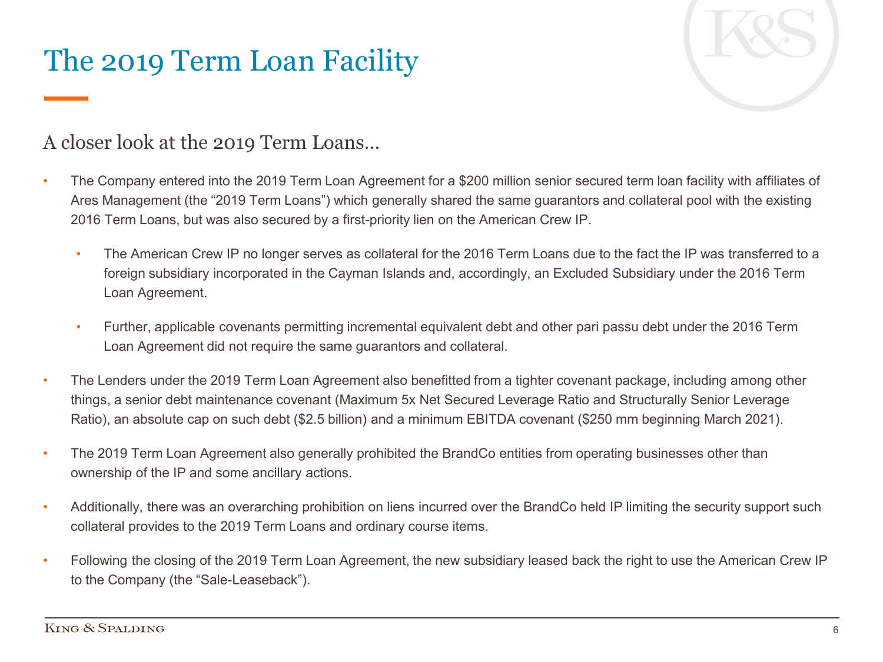# The 2019 Term Loan Facility

## A closer look at the 2019 Term Loans…

- The Company entered into the 2019 Term Loan Agreement for a $200 million senior secured term loan facility with affiliates of Ares Management (the "2019 Term Loans") which generally shared the same guarantors and collateral pool with the existing 2016 Term Loans, but was also secured by a first-priority lien on the American Crew IP.
  - The American Crew IP no longer serves as collateral for the 2016 Term Loans due to the fact the IP was transferred to a foreign subsidiary incorporated in the Cayman Islands and, accordingly, an Excluded Subsidiary under the 2016 Term Loan Agreement.
  - Further, applicable covenants permitting incremental equivalent debt and other pari passu debt under the 2016 Term Loan Agreement did not require the same guarantors and collateral.
- The Lenders under the 2019 Term Loan Agreement also benefitted from a tighter covenant package, including among other things, a senior debt maintenance covenant (Maximum 5x Net Secured Leverage Ratio and Structurally Senior Leverage Ratio), an absolute cap on such debt ($2.5 billion) and a minimum EBITDA covenant ($250 mm beginning March 2021).
- The 2019 Term Loan Agreement also generally prohibited the BrandCo entities from operating businesses other than ownership of the IP and some ancillary actions.
- Additionally, there was an overarching prohibition on liens incurred over the BrandCo held IP limiting the security support such collateral provides to the 2019 Term Loans and ordinary course items.
- Following the closing of the 2019 Term Loan Agreement, the new subsidiary leased back the right to use the American Crew IP to the Company (the "Sale-Leaseback").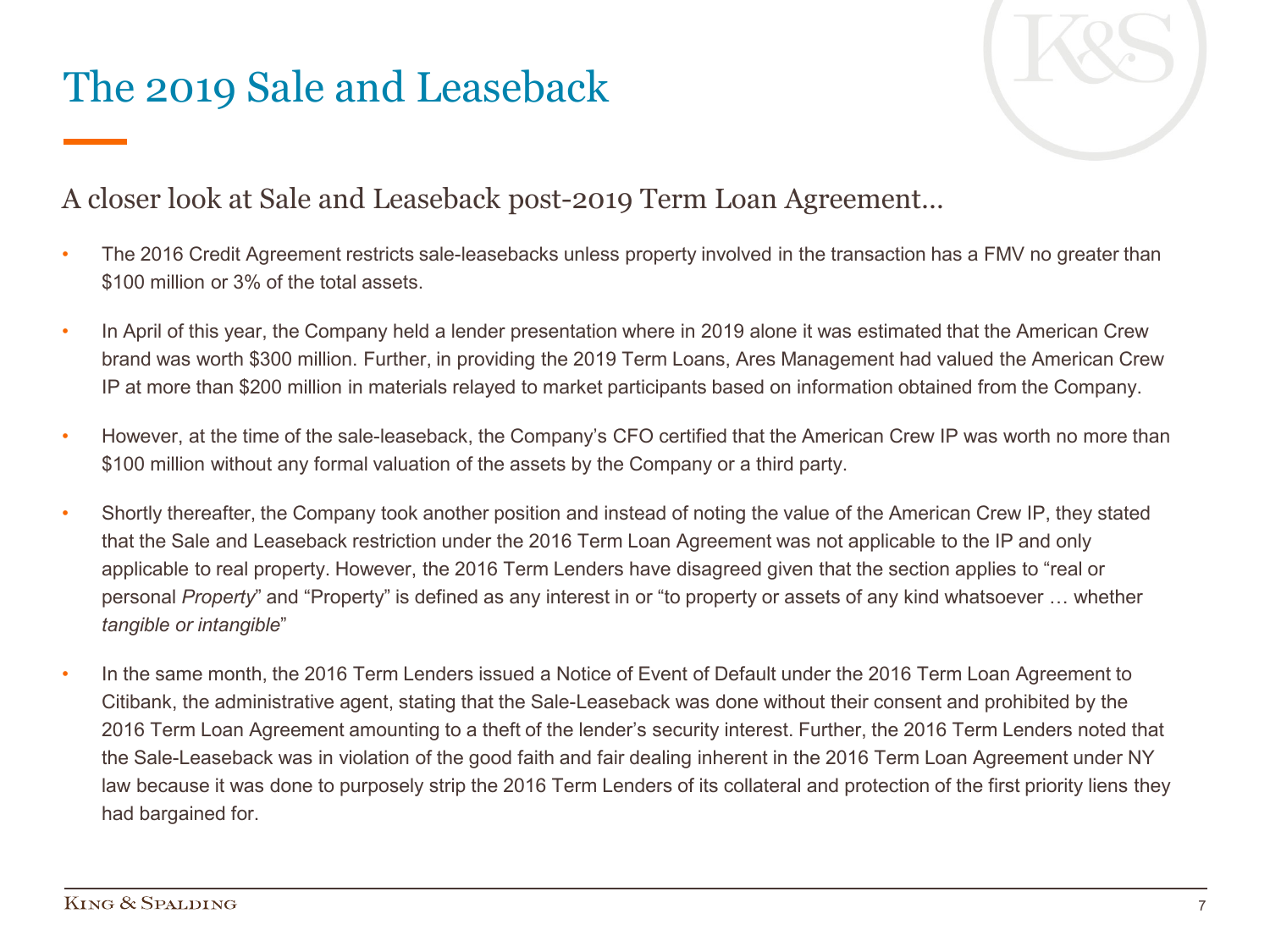# The 2019 Sale and Leaseback

## A closer look at Sale and Leaseback post-2019 Term Loan Agreement…

- The 2016 Credit Agreement restricts sale-leasebacks unless property involved in the transaction has a FMV no greater than \$100 million or 3% of the total assets.
- In April of this year, the Company held a lender presentation where in 2019 alone it was estimated that the American Crew brand was worth \$300 million. Further, in providing the 2019 Term Loans, Ares Management had valued the American Crew IP at more than \$200 million in materials relayed to market participants based on information obtained from the Company.
- However, at the time of the sale-leaseback, the Company's CFO certified that the American Crew IP was worth no more than \$100 million without any formal valuation of the assets by the Company or a third party.
- Shortly thereafter, the Company took another position and instead of noting the value of the American Crew IP, they stated that the Sale and Leaseback restriction under the 2016 Term Loan Agreement was not applicable to the IP and only applicable to real property. However, the 2016 Term Lenders have disagreed given that the section applies to "real or personal *Property*" and "Property" is defined as any interest in or "to property or assets of any kind whatsoever … whether *tangible or intangible*"
- In the same month, the 2016 Term Lenders issued a Notice of Event of Default under the 2016 Term Loan Agreement to Citibank, the administrative agent, stating that the Sale-Leaseback was done without their consent and prohibited by the 2016 Term Loan Agreement amounting to a theft of the lender's security interest. Further, the 2016 Term Lenders noted that the Sale-Leaseback was in violation of the good faith and fair dealing inherent in the 2016 Term Loan Agreement under NY law because it was done to purposely strip the 2016 Term Lenders of its collateral and protection of the first priority liens they had bargained for.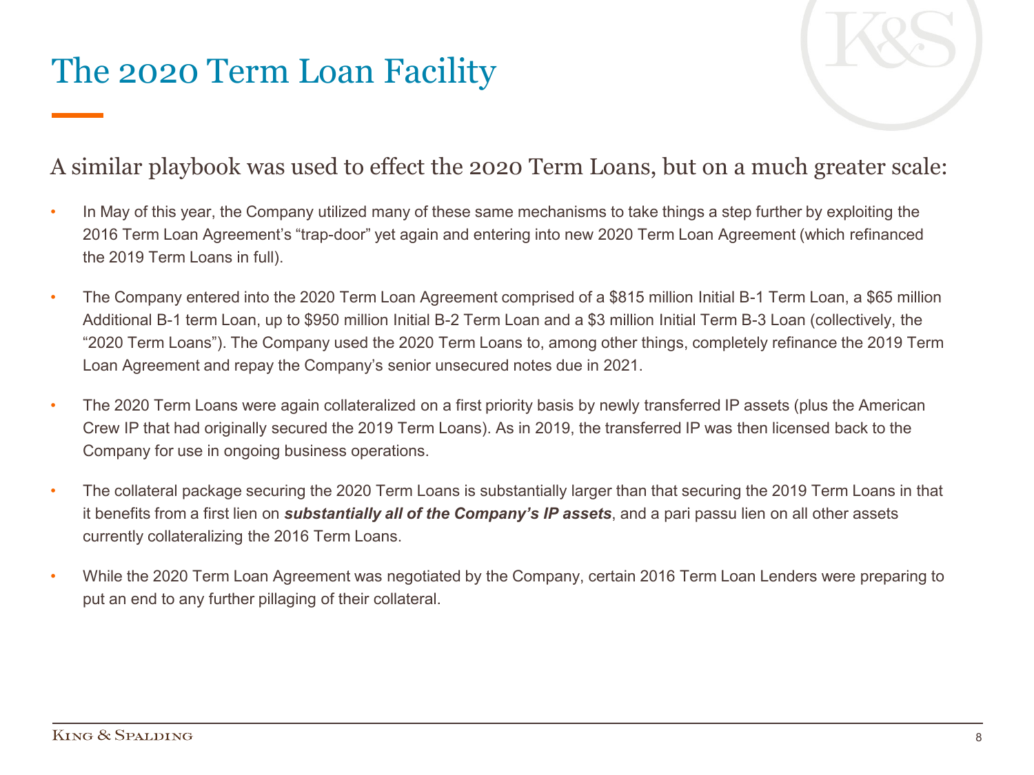# The 2020 Term Loan Facility

A similar playbook was used to effect the 2020 Term Loans, but on a much greater scale:

- In May of this year, the Company utilized many of these same mechanisms to take things a step further by exploiting the 2016 Term Loan Agreement's "trap-door" yet again and entering into new 2020 Term Loan Agreement (which refinanced the 2019 Term Loans in full).
- The Company entered into the 2020 Term Loan Agreement comprised of a $815 million Initial B-1 Term Loan, a $65 million Additional B-1 term Loan, up to $950 million Initial B-2 Term Loan and a $3 million Initial Term B-3 Loan (collectively, the "2020 Term Loans"). The Company used the 2020 Term Loans to, among other things, completely refinance the 2019 Term Loan Agreement and repay the Company's senior unsecured notes due in 2021.
- The 2020 Term Loans were again collateralized on a first priority basis by newly transferred IP assets (plus the American Crew IP that had originally secured the 2019 Term Loans). As in 2019, the transferred IP was then licensed back to the Company for use in ongoing business operations.
- The collateral package securing the 2020 Term Loans is substantially larger than that securing the 2019 Term Loans in that it benefits from a first lien on ***substantially all of the Company's IP assets***, and a pari passu lien on all other assets currently collateralizing the 2016 Term Loans.
- While the 2020 Term Loan Agreement was negotiated by the Company, certain 2016 Term Loan Lenders were preparing to put an end to any further pillaging of their collateral.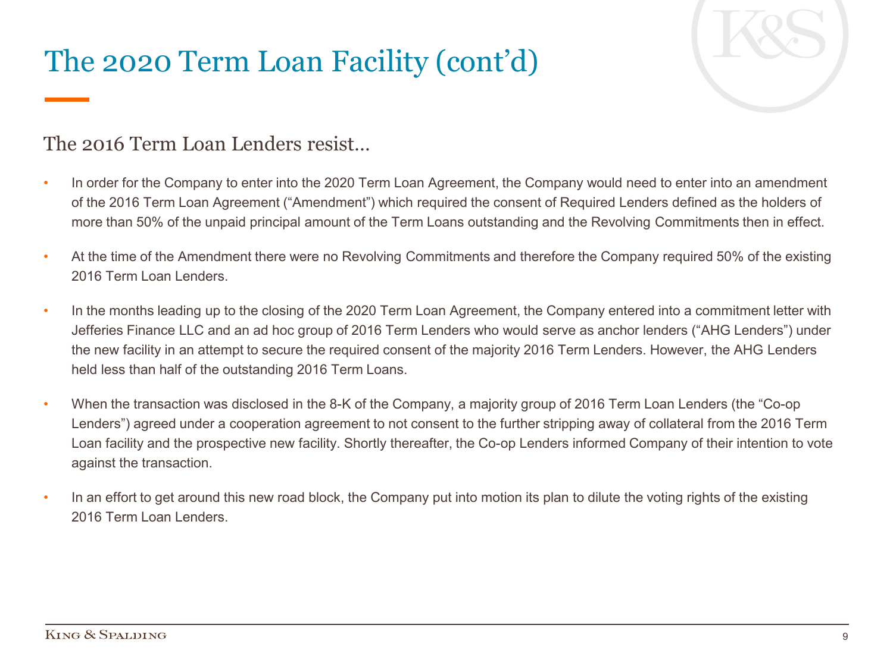# The 2020 Term Loan Facility (cont'd)

## The 2016 Term Loan Lenders resist…

- In order for the Company to enter into the 2020 Term Loan Agreement, the Company would need to enter into an amendment of the 2016 Term Loan Agreement ("Amendment") which required the consent of Required Lenders defined as the holders of more than 50% of the unpaid principal amount of the Term Loans outstanding and the Revolving Commitments then in effect.
- At the time of the Amendment there were no Revolving Commitments and therefore the Company required 50% of the existing 2016 Term Loan Lenders.
- In the months leading up to the closing of the 2020 Term Loan Agreement, the Company entered into a commitment letter with Jefferies Finance LLC and an ad hoc group of 2016 Term Lenders who would serve as anchor lenders ("AHG Lenders") under the new facility in an attempt to secure the required consent of the majority 2016 Term Lenders. However, the AHG Lenders held less than half of the outstanding 2016 Term Loans.
- When the transaction was disclosed in the 8-K of the Company, a majority group of 2016 Term Loan Lenders (the "Co-op Lenders") agreed under a cooperation agreement to not consent to the further stripping away of collateral from the 2016 Term Loan facility and the prospective new facility. Shortly thereafter, the Co-op Lenders informed Company of their intention to vote against the transaction.
- In an effort to get around this new road block, the Company put into motion its plan to dilute the voting rights of the existing 2016 Term Loan Lenders.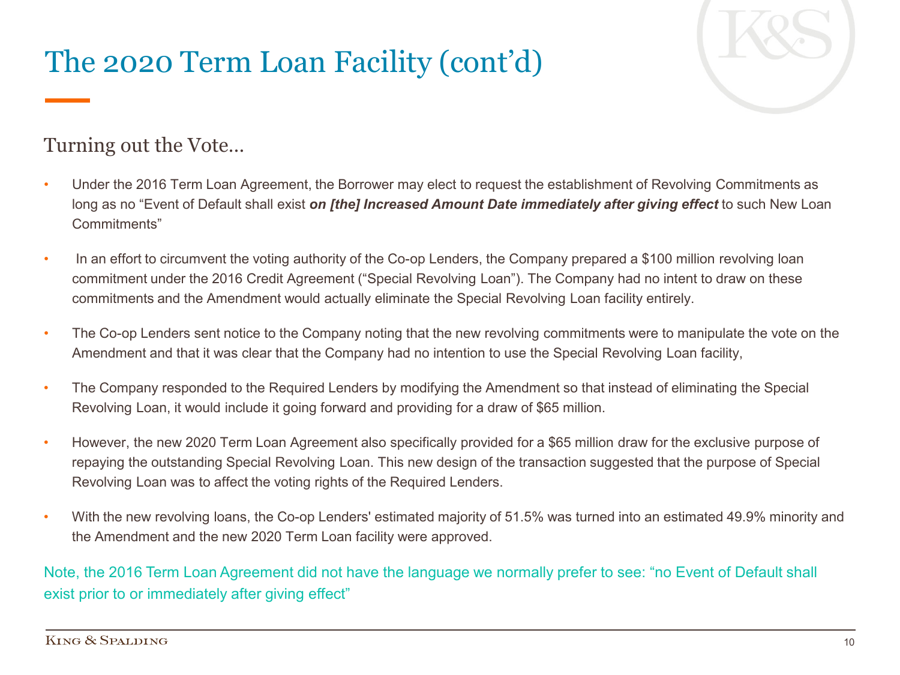# The 2020 Term Loan Facility (cont'd)

## Turning out the Vote…

- Under the 2016 Term Loan Agreement, the Borrower may elect to request the establishment of Revolving Commitments as long as no "Event of Default shall exist ***on [the] Increased Amount Date immediately after giving effect*** to such New Loan Commitments"
- In an effort to circumvent the voting authority of the Co-op Lenders, the Company prepared a $100 million revolving loan commitment under the 2016 Credit Agreement ("Special Revolving Loan"). The Company had no intent to draw on these commitments and the Amendment would actually eliminate the Special Revolving Loan facility entirely.
- The Co-op Lenders sent notice to the Company noting that the new revolving commitments were to manipulate the vote on the Amendment and that it was clear that the Company had no intention to use the Special Revolving Loan facility,
- The Company responded to the Required Lenders by modifying the Amendment so that instead of eliminating the Special Revolving Loan, it would include it going forward and providing for a draw of $65 million.
- However, the new 2020 Term Loan Agreement also specifically provided for a $65 million draw for the exclusive purpose of repaying the outstanding Special Revolving Loan. This new design of the transaction suggested that the purpose of Special Revolving Loan was to affect the voting rights of the Required Lenders.
- With the new revolving loans, the Co-op Lenders' estimated majority of 51.5% was turned into an estimated 49.9% minority and the Amendment and the new 2020 Term Loan facility were approved.

Note, the 2016 Term Loan Agreement did not have the language we normally prefer to see: "no Event of Default shall exist prior to or immediately after giving effect"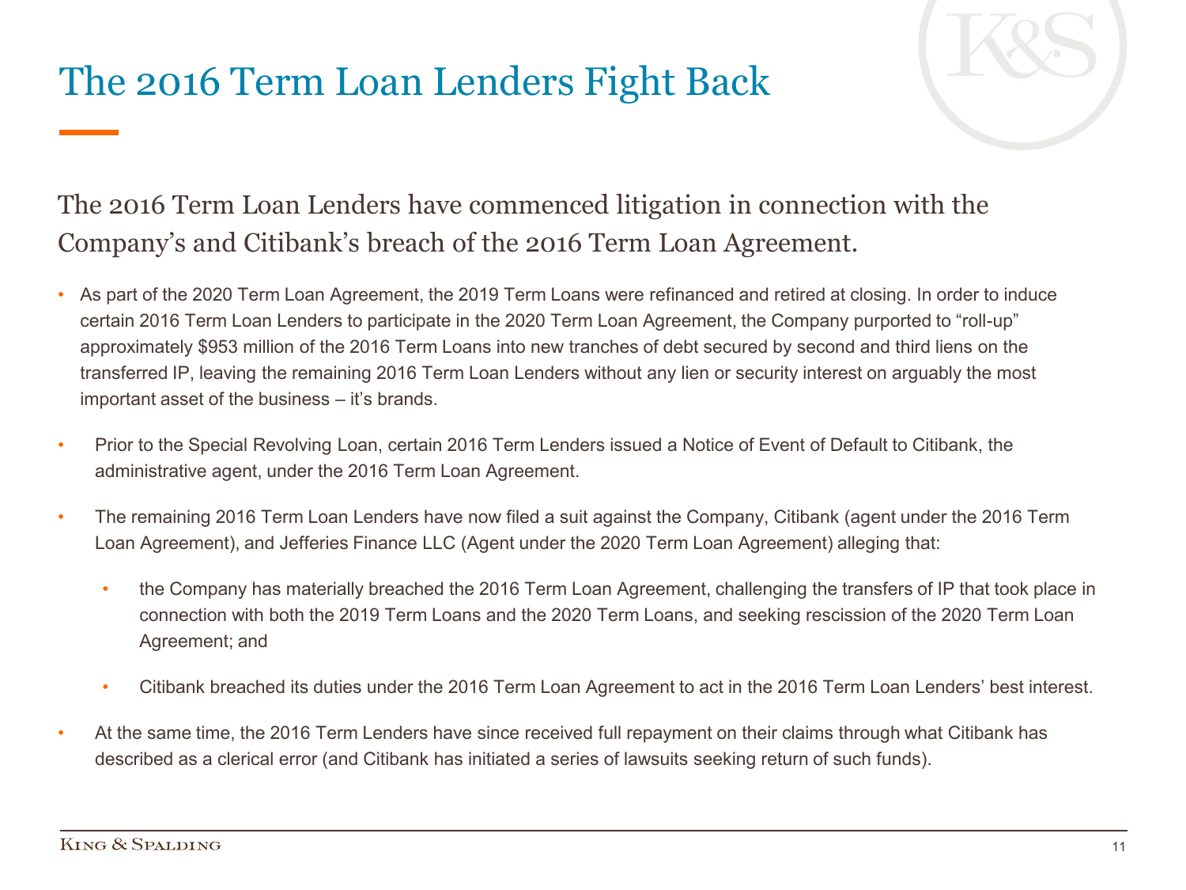# The 2016 Term Loan Lenders Fight Back

The 2016 Term Loan Lenders have commenced litigation in connection with the Company's and Citibank's breach of the 2016 Term Loan Agreement.

- As part of the 2020 Term Loan Agreement, the 2019 Term Loans were refinanced and retired at closing. In order to induce certain 2016 Term Loan Lenders to participate in the 2020 Term Loan Agreement, the Company purported to "roll-up" approximately $953 million of the 2016 Term Loans into new tranches of debt secured by second and third liens on the transferred IP, leaving the remaining 2016 Term Loan Lenders without any lien or security interest on arguably the most important asset of the business – it's brands.
- Prior to the Special Revolving Loan, certain 2016 Term Lenders issued a Notice of Event of Default to Citibank, the administrative agent, under the 2016 Term Loan Agreement.
- The remaining 2016 Term Loan Lenders have now filed a suit against the Company, Citibank (agent under the 2016 Term Loan Agreement), and Jefferies Finance LLC (Agent under the 2020 Term Loan Agreement) alleging that:
  - the Company has materially breached the 2016 Term Loan Agreement, challenging the transfers of IP that took place in connection with both the 2019 Term Loans and the 2020 Term Loans, and seeking rescission of the 2020 Term Loan Agreement; and
  - Citibank breached its duties under the 2016 Term Loan Agreement to act in the 2016 Term Loan Lenders' best interest.
- At the same time, the 2016 Term Lenders have since received full repayment on their claims through what Citibank has described as a clerical error (and Citibank has initiated a series of lawsuits seeking return of such funds).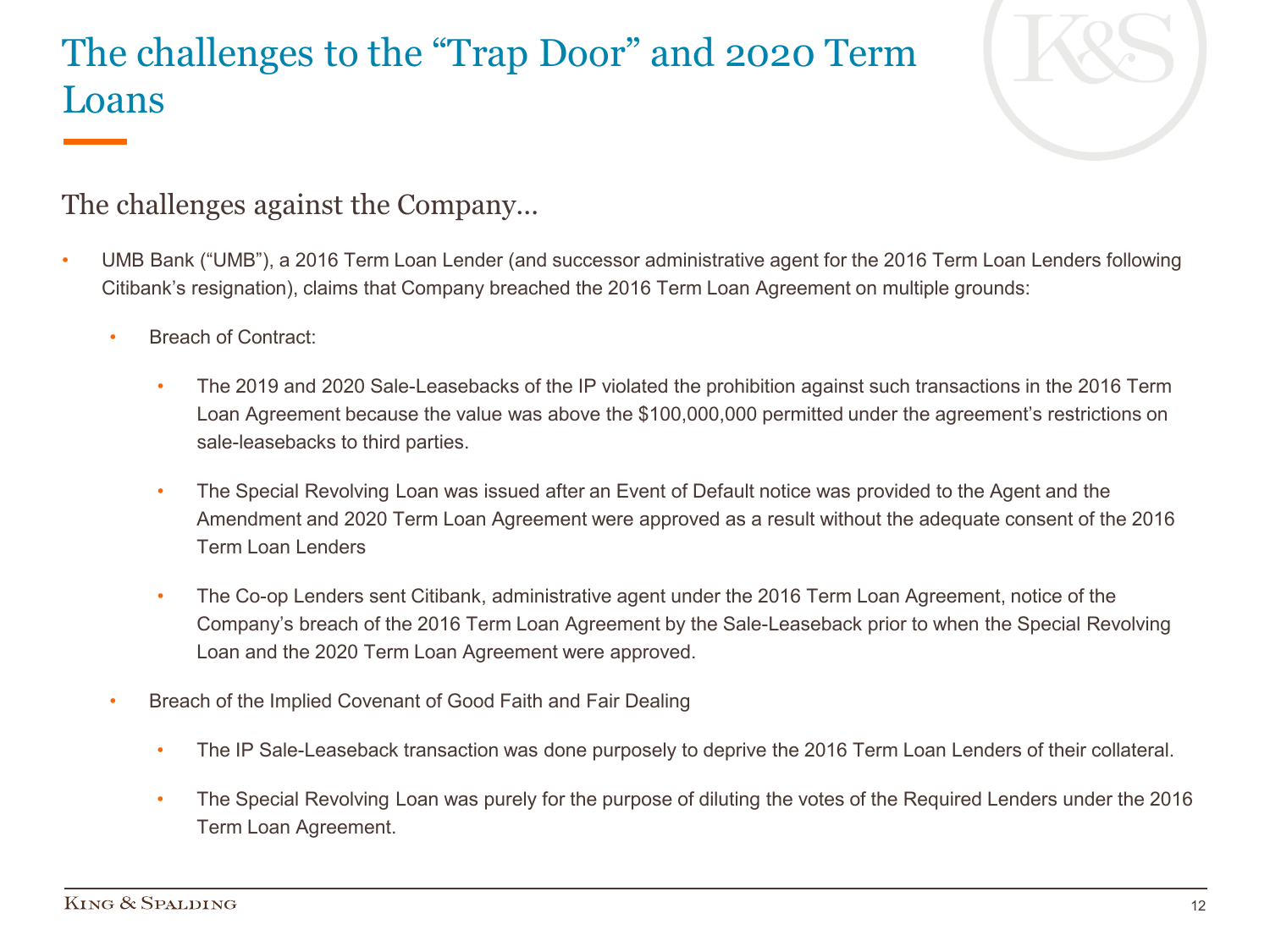# The challenges to the "Trap Door" and 2020 Term Loans

## The challenges against the Company…

- UMB Bank ("UMB"), a 2016 Term Loan Lender (and successor administrative agent for the 2016 Term Loan Lenders following Citibank's resignation), claims that Company breached the 2016 Term Loan Agreement on multiple grounds:
  - Breach of Contract:
    - The 2019 and 2020 Sale-Leasebacks of the IP violated the prohibition against such transactions in the 2016 Term Loan Agreement because the value was above the $100,000,000 permitted under the agreement's restrictions on sale-leasebacks to third parties.
    - The Special Revolving Loan was issued after an Event of Default notice was provided to the Agent and the Amendment and 2020 Term Loan Agreement were approved as a result without the adequate consent of the 2016 Term Loan Lenders
    - The Co-op Lenders sent Citibank, administrative agent under the 2016 Term Loan Agreement, notice of the Company's breach of the 2016 Term Loan Agreement by the Sale-Leaseback prior to when the Special Revolving Loan and the 2020 Term Loan Agreement were approved.
  - Breach of the Implied Covenant of Good Faith and Fair Dealing
    - The IP Sale-Leaseback transaction was done purposely to deprive the 2016 Term Loan Lenders of their collateral.
    - The Special Revolving Loan was purely for the purpose of diluting the votes of the Required Lenders under the 2016 Term Loan Agreement.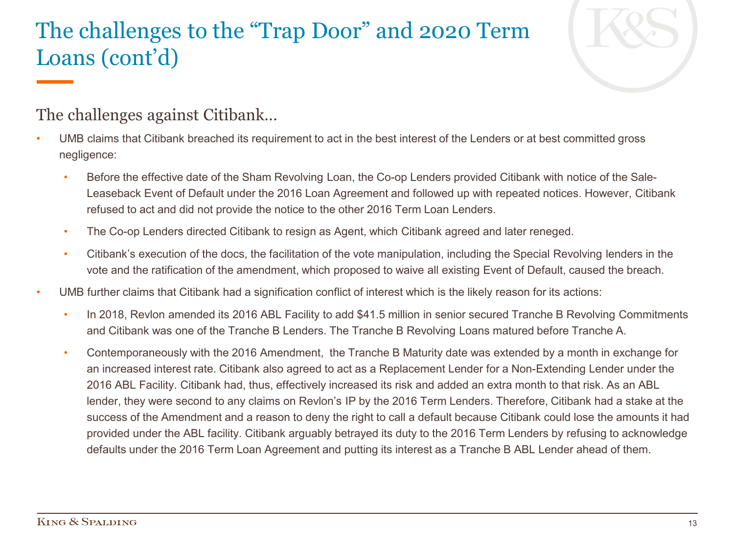# The challenges to the "Trap Door" and 2020 Term Loans (cont'd)

## The challenges against Citibank…

- UMB claims that Citibank breached its requirement to act in the best interest of the Lenders or at best committed gross negligence:
  - Before the effective date of the Sham Revolving Loan, the Co-op Lenders provided Citibank with notice of the Sale-Leaseback Event of Default under the 2016 Loan Agreement and followed up with repeated notices. However, Citibank refused to act and did not provide the notice to the other 2016 Term Loan Lenders.
  - The Co-op Lenders directed Citibank to resign as Agent, which Citibank agreed and later reneged.
  - Citibank's execution of the docs, the facilitation of the vote manipulation, including the Special Revolving lenders in the vote and the ratification of the amendment, which proposed to waive all existing Event of Default, caused the breach.
- UMB further claims that Citibank had a signification conflict of interest which is the likely reason for its actions:
  - In 2018, Revlon amended its 2016 ABL Facility to add $41.5 million in senior secured Tranche B Revolving Commitments and Citibank was one of the Tranche B Lenders. The Tranche B Revolving Loans matured before Tranche A.
  - Contemporaneously with the 2016 Amendment, the Tranche B Maturity date was extended by a month in exchange for an increased interest rate. Citibank also agreed to act as a Replacement Lender for a Non-Extending Lender under the 2016 ABL Facility. Citibank had, thus, effectively increased its risk and added an extra month to that risk. As an ABL lender, they were second to any claims on Revlon's IP by the 2016 Term Lenders. Therefore, Citibank had a stake at the success of the Amendment and a reason to deny the right to call a default because Citibank could lose the amounts it had provided under the ABL facility. Citibank arguably betrayed its duty to the 2016 Term Lenders by refusing to acknowledge defaults under the 2016 Term Loan Agreement and putting its interest as a Tranche B ABL Lender ahead of them.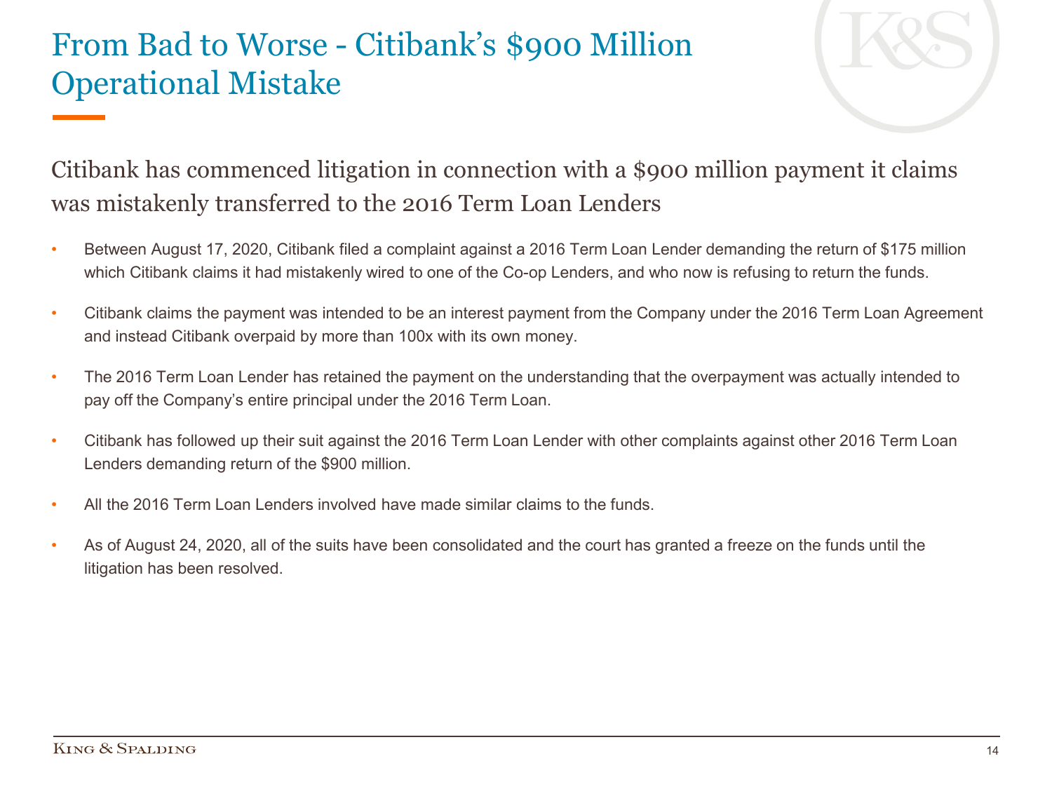# From Bad to Worse - Citibank's $900 Million Operational Mistake

## Citibank has commenced litigation in connection with a $900 million payment it claims was mistakenly transferred to the 2016 Term Loan Lenders

- Between August 17, 2020, Citibank filed a complaint against a 2016 Term Loan Lender demanding the return of $175 million which Citibank claims it had mistakenly wired to one of the Co-op Lenders, and who now is refusing to return the funds.
- Citibank claims the payment was intended to be an interest payment from the Company under the 2016 Term Loan Agreement and instead Citibank overpaid by more than 100x with its own money.
- The 2016 Term Loan Lender has retained the payment on the understanding that the overpayment was actually intended to pay off the Company's entire principal under the 2016 Term Loan.
- Citibank has followed up their suit against the 2016 Term Loan Lender with other complaints against other 2016 Term Loan Lenders demanding return of the $900 million.
- All the 2016 Term Loan Lenders involved have made similar claims to the funds.
- As of August 24, 2020, all of the suits have been consolidated and the court has granted a freeze on the funds until the litigation has been resolved.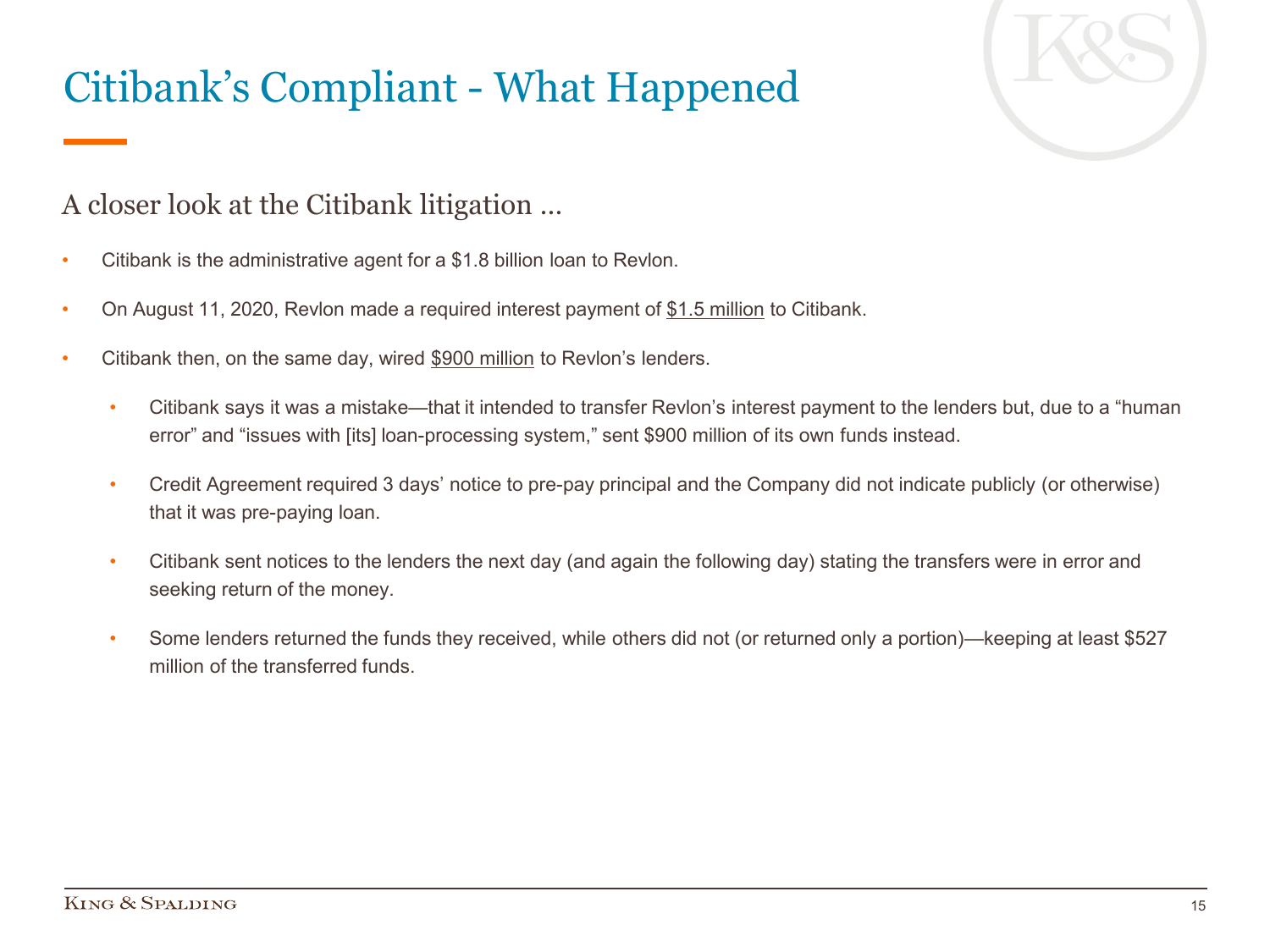# Citibank's Compliant - What Happened

## A closer look at the Citibank litigation …

- Citibank is the administrative agent for a $1.8 billion loan to Revlon.
- On August 11, 2020, Revlon made a required interest payment of <u>$1.5 million</u> to Citibank.
- Citibank then, on the same day, wired <u>$900 million</u> to Revlon's lenders.
  - Citibank says it was a mistake—that it intended to transfer Revlon's interest payment to the lenders but, due to a "human error" and "issues with [its] loan-processing system," sent $900 million of its own funds instead.
  - Credit Agreement required 3 days' notice to pre-pay principal and the Company did not indicate publicly (or otherwise) that it was pre-paying loan.
  - Citibank sent notices to the lenders the next day (and again the following day) stating the transfers were in error and seeking return of the money.
  - Some lenders returned the funds they received, while others did not (or returned only a portion)—keeping at least $527 million of the transferred funds.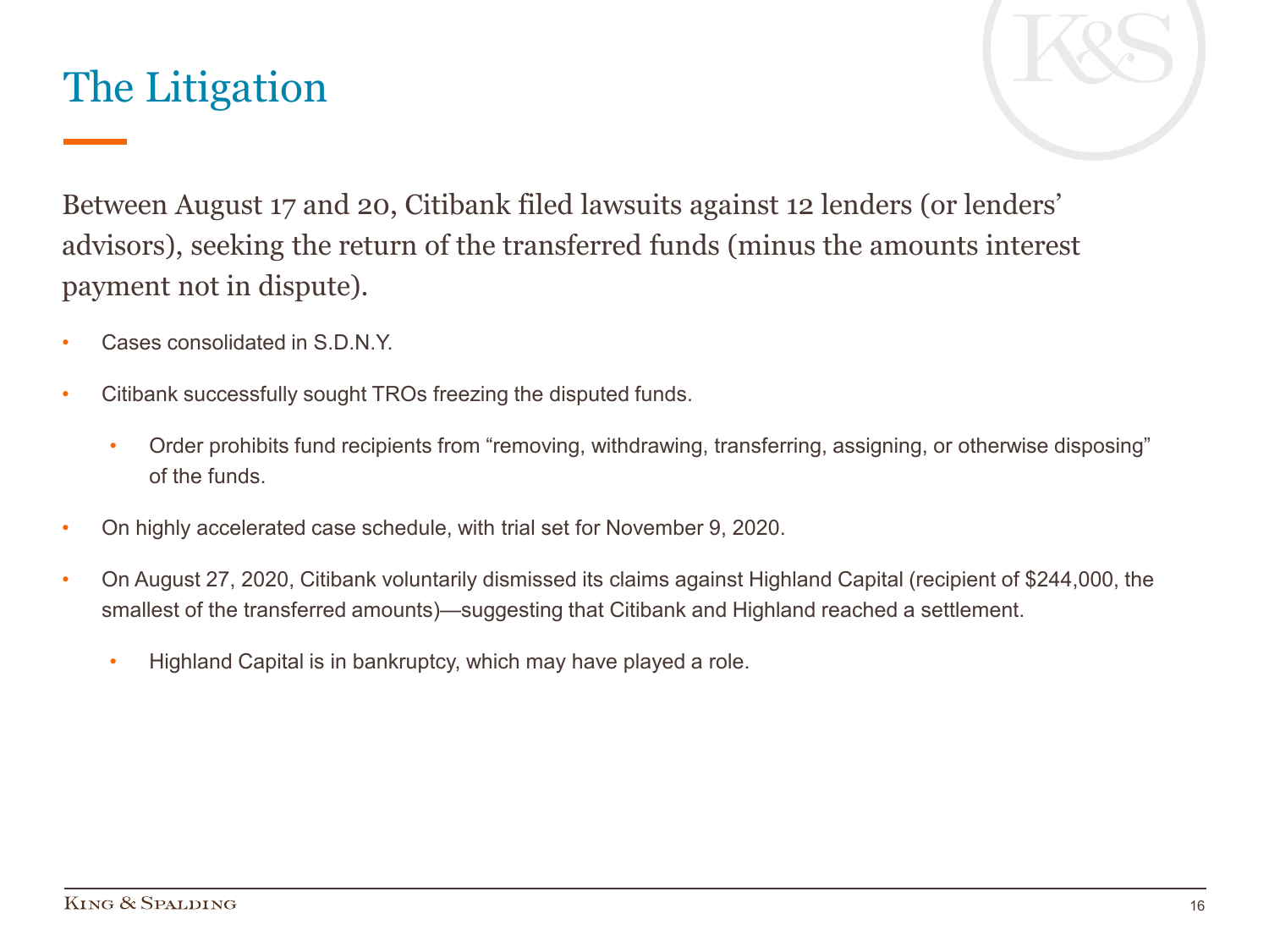# The Litigation

Between August 17 and 20, Citibank filed lawsuits against 12 lenders (or lenders' advisors), seeking the return of the transferred funds (minus the amounts interest payment not in dispute).

- Cases consolidated in S.D.N.Y.
- Citibank successfully sought TROs freezing the disputed funds.
  - Order prohibits fund recipients from "removing, withdrawing, transferring, assigning, or otherwise disposing" of the funds.
- On highly accelerated case schedule, with trial set for November 9, 2020.
- On August 27, 2020, Citibank voluntarily dismissed its claims against Highland Capital (recipient of $244,000, the smallest of the transferred amounts)—suggesting that Citibank and Highland reached a settlement.
  - Highland Capital is in bankruptcy, which may have played a role.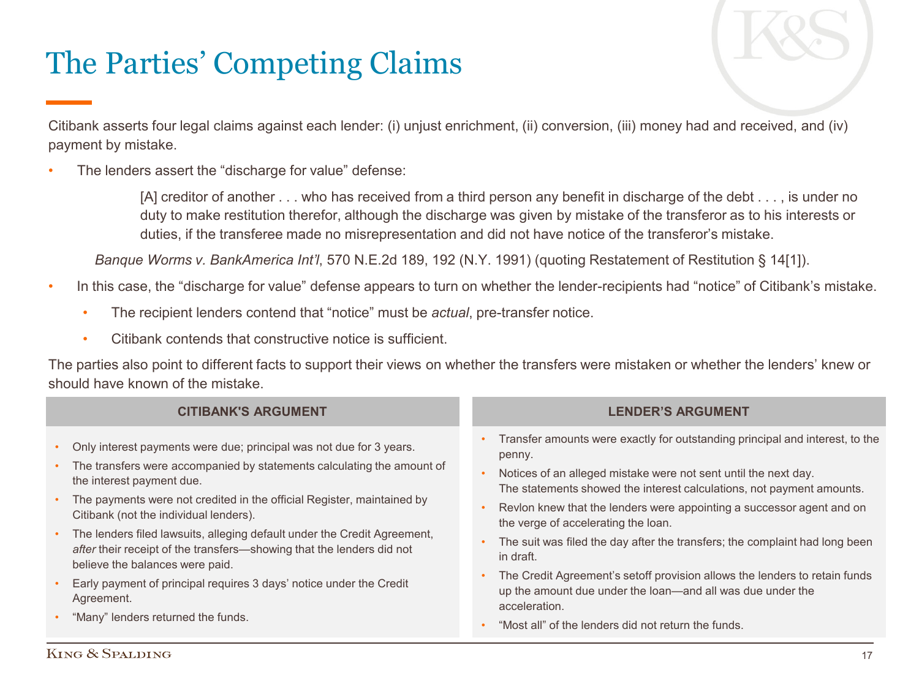# The Parties’ Competing Claims

Citibank asserts four legal claims against each lender: (i) unjust enrichment, (ii) conversion, (iii) money had and received, and (iv) payment by mistake.

- The lenders assert the “discharge for value” defense:

  > [A] creditor of another . . . who has received from a third person any benefit in discharge of the debt . . . , is under no duty to make restitution therefor, although the discharge was given by mistake of the transferor as to his interests or duties, if the transferee made no misrepresentation and did not have notice of the transferor’s mistake.

  *Banque Worms v. BankAmerica Int’l*, 570 N.E.2d 189, 192 (N.Y. 1991) (quoting Restatement of Restitution § 14[1]).

- In this case, the “discharge for value” defense appears to turn on whether the lender-recipients had “notice” of Citibank’s mistake.
  - The recipient lenders contend that “notice” must be *actual*, pre-transfer notice.
  - Citibank contends that constructive notice is sufficient.

The parties also point to different facts to support their views on whether the transfers were mistaken or whether the lenders’ knew or should have known of the mistake.

| CITIBANK'S ARGUMENT | LENDER’S ARGUMENT |
|---|---|
| • Only interest payments were due; principal was not due for 3 years.<br>• The transfers were accompanied by statements calculating the amount of the interest payment due.<br>• The payments were not credited in the official Register, maintained by Citibank (not the individual lenders).<br>• The lenders filed lawsuits, alleging default under the Credit Agreement, *after* their receipt of the transfers—showing that the lenders did not believe the balances were paid.<br>• Early payment of principal requires 3 days’ notice under the Credit Agreement.<br>• “Many” lenders returned the funds. | • Transfer amounts were exactly for outstanding principal and interest, to the penny.<br>• Notices of an alleged mistake were not sent until the next day. The statements showed the interest calculations, not payment amounts.<br>• Revlon knew that the lenders were appointing a successor agent and on the verge of accelerating the loan.<br>• The suit was filed the day after the transfers; the complaint had long been in draft.<br>• The Credit Agreement’s setoff provision allows the lenders to retain funds up the amount due under the loan—and all was due under the acceleration.<br>• “Most all” of the lenders did not return the funds. |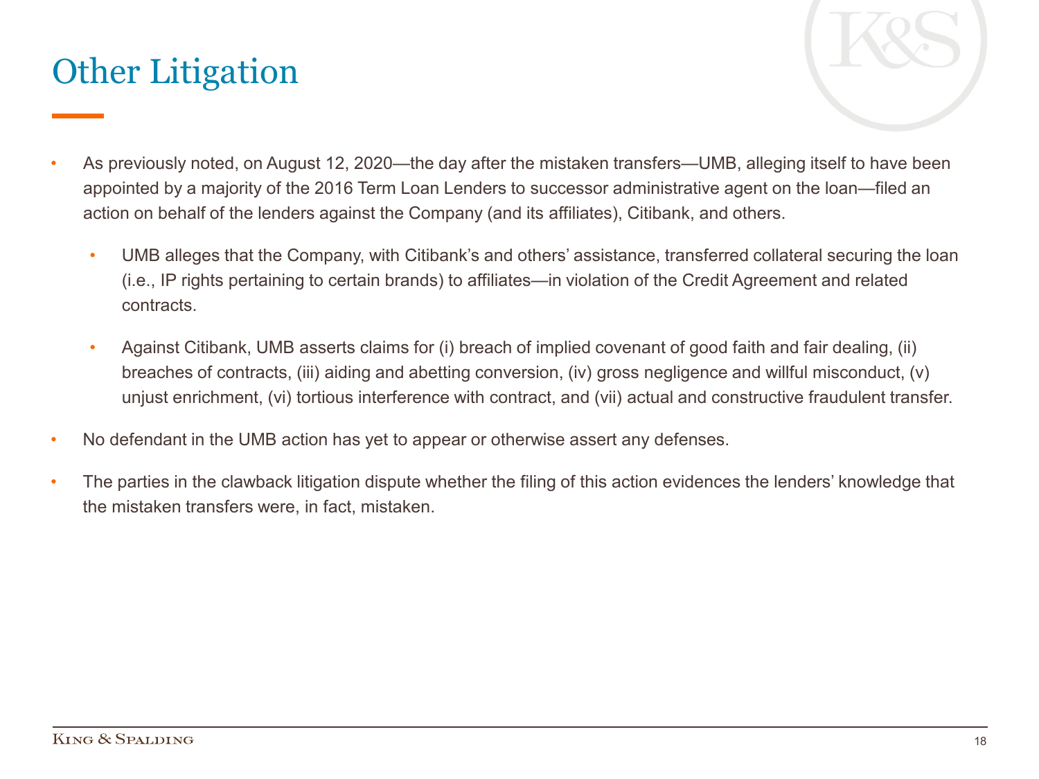# Other Litigation

- As previously noted, on August 12, 2020—the day after the mistaken transfers—UMB, alleging itself to have been appointed by a majority of the 2016 Term Loan Lenders to successor administrative agent on the loan—filed an action on behalf of the lenders against the Company (and its affiliates), Citibank, and others.
  - UMB alleges that the Company, with Citibank's and others' assistance, transferred collateral securing the loan (i.e., IP rights pertaining to certain brands) to affiliates—in violation of the Credit Agreement and related contracts.
  - Against Citibank, UMB asserts claims for (i) breach of implied covenant of good faith and fair dealing, (ii) breaches of contracts, (iii) aiding and abetting conversion, (iv) gross negligence and willful misconduct, (v) unjust enrichment, (vi) tortious interference with contract, and (vii) actual and constructive fraudulent transfer.
- No defendant in the UMB action has yet to appear or otherwise assert any defenses.
- The parties in the clawback litigation dispute whether the filing of this action evidences the lenders' knowledge that the mistaken transfers were, in fact, mistaken.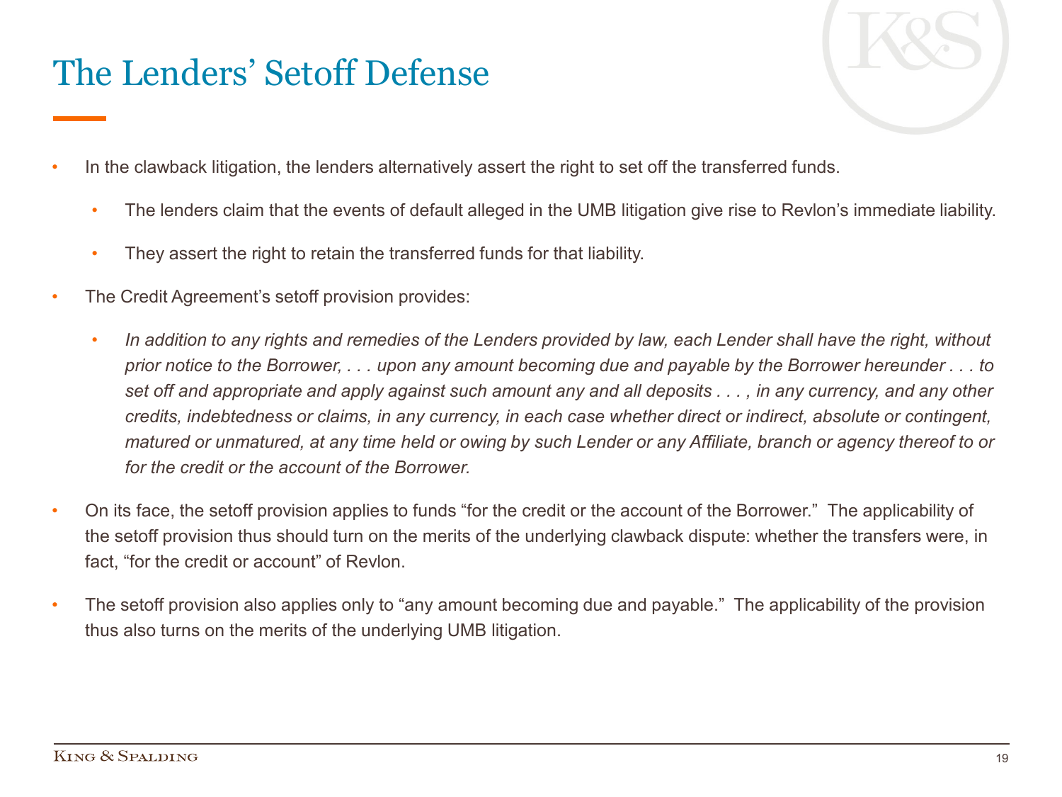# The Lenders' Setoff Defense

- In the clawback litigation, the lenders alternatively assert the right to set off the transferred funds.
  - The lenders claim that the events of default alleged in the UMB litigation give rise to Revlon's immediate liability.
  - They assert the right to retain the transferred funds for that liability.
- The Credit Agreement's setoff provision provides:
  - *In addition to any rights and remedies of the Lenders provided by law, each Lender shall have the right, without prior notice to the Borrower, . . . upon any amount becoming due and payable by the Borrower hereunder . . . to set off and appropriate and apply against such amount any and all deposits . . . , in any currency, and any other credits, indebtedness or claims, in any currency, in each case whether direct or indirect, absolute or contingent, matured or unmatured, at any time held or owing by such Lender or any Affiliate, branch or agency thereof to or for the credit or the account of the Borrower.*
- On its face, the setoff provision applies to funds "for the credit or the account of the Borrower." The applicability of the setoff provision thus should turn on the merits of the underlying clawback dispute: whether the transfers were, in fact, "for the credit or account" of Revlon.
- The setoff provision also applies only to "any amount becoming due and payable." The applicability of the provision thus also turns on the merits of the underlying UMB litigation.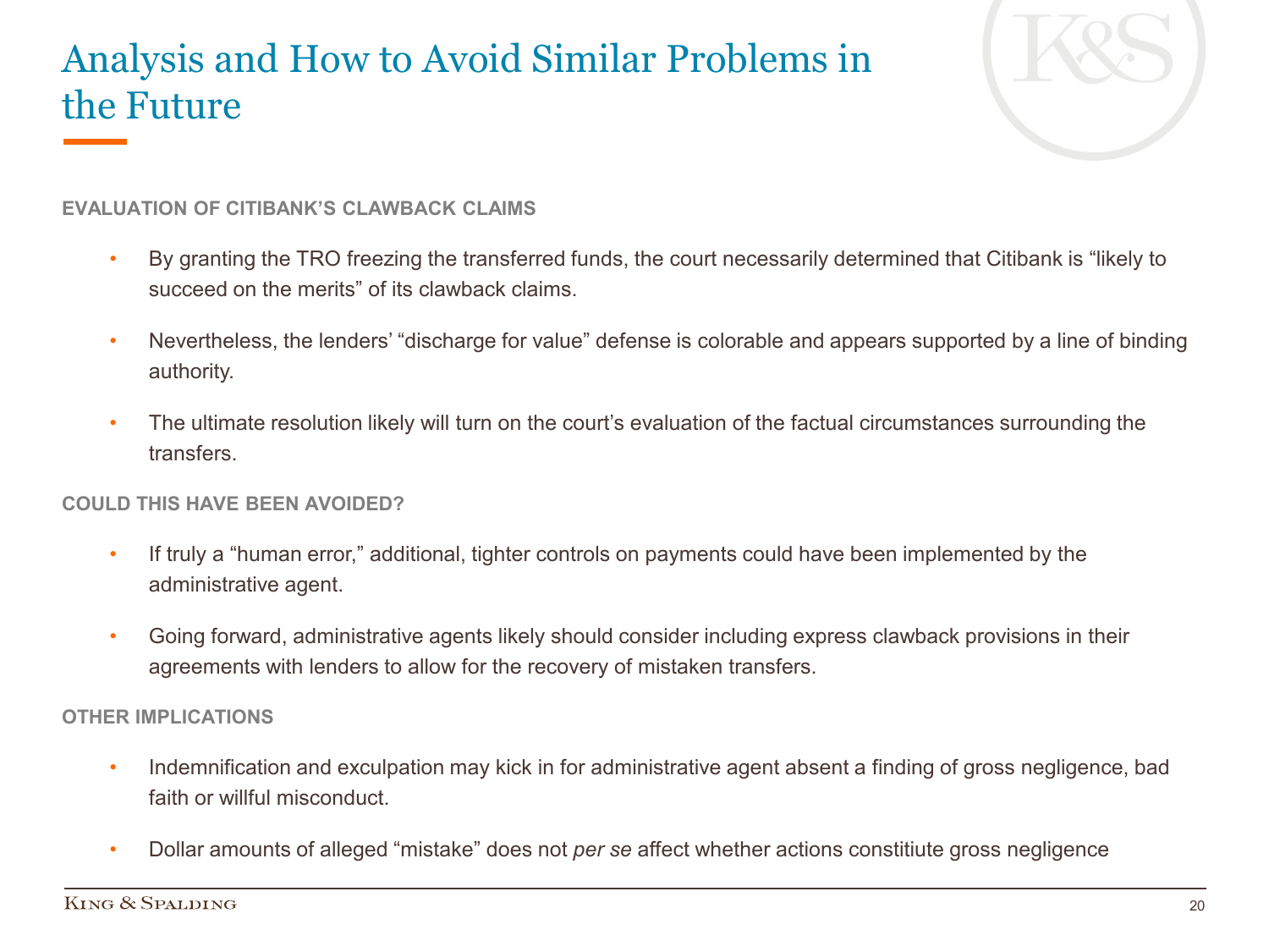# Analysis and How to Avoid Similar Problems in the Future

## EVALUATION OF CITIBANK'S CLAWBACK CLAIMS

- By granting the TRO freezing the transferred funds, the court necessarily determined that Citibank is "likely to succeed on the merits" of its clawback claims.
- Nevertheless, the lenders' "discharge for value" defense is colorable and appears supported by a line of binding authority.
- The ultimate resolution likely will turn on the court's evaluation of the factual circumstances surrounding the transfers.

## COULD THIS HAVE BEEN AVOIDED?

- If truly a "human error," additional, tighter controls on payments could have been implemented by the administrative agent.
- Going forward, administrative agents likely should consider including express clawback provisions in their agreements with lenders to allow for the recovery of mistaken transfers.

## OTHER IMPLICATIONS

- Indemnification and exculpation may kick in for administrative agent absent a finding of gross negligence, bad faith or willful misconduct.
- Dollar amounts of alleged "mistake" does not *per se* affect whether actions constitiute gross negligence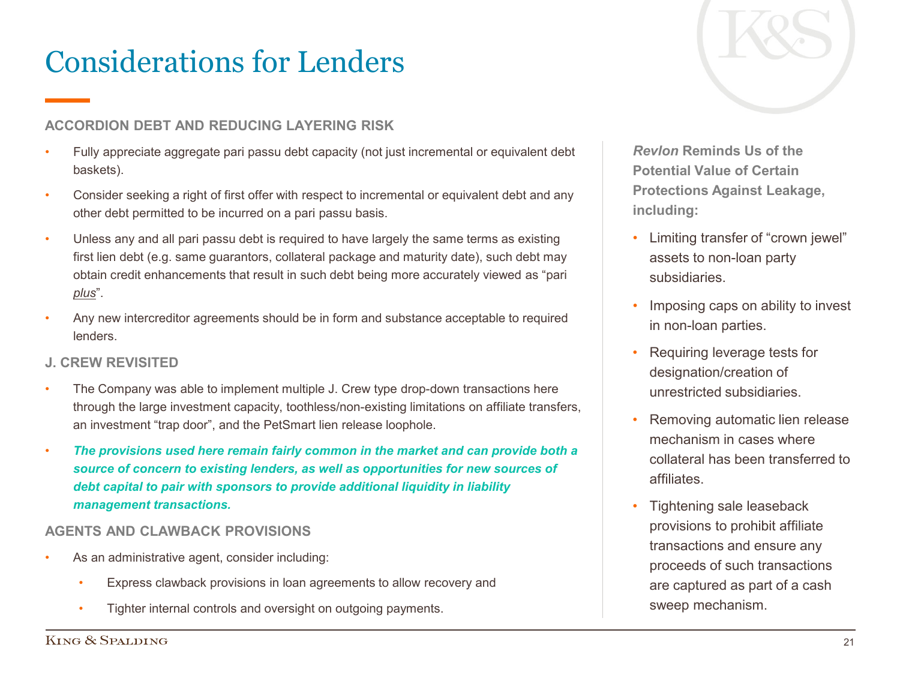# Considerations for Lenders

### ACCORDION DEBT AND REDUCING LAYERING RISK

- Fully appreciate aggregate pari passu debt capacity (not just incremental or equivalent debt baskets).
- Consider seeking a right of first offer with respect to incremental or equivalent debt and any other debt permitted to be incurred on a pari passu basis.
- Unless any and all pari passu debt is required to have largely the same terms as existing first lien debt (e.g. same guarantors, collateral package and maturity date), such debt may obtain credit enhancements that result in such debt being more accurately viewed as "pari *plus*".
- Any new intercreditor agreements should be in form and substance acceptable to required lenders.

### J. CREW REVISITED

- The Company was able to implement multiple J. Crew type drop-down transactions here through the large investment capacity, toothless/non-existing limitations on affiliate transfers, an investment "trap door", and the PetSmart lien release loophole.
- ***The provisions used here remain fairly common in the market and can provide both a source of concern to existing lenders, as well as opportunities for new sources of debt capital to pair with sponsors to provide additional liquidity in liability management transactions.***

### AGENTS AND CLAWBACK PROVISIONS

- As an administrative agent, consider including:
  - Express clawback provisions in loan agreements to allow recovery and
  - Tighter internal controls and oversight on outgoing payments.

***Revlon* Reminds Us of the Potential Value of Certain Protections Against Leakage, including:**

- Limiting transfer of "crown jewel" assets to non-loan party subsidiaries.
- Imposing caps on ability to invest in non-loan parties.
- Requiring leverage tests for designation/creation of unrestricted subsidiaries.
- Removing automatic lien release mechanism in cases where collateral has been transferred to affiliates.
- Tightening sale leaseback provisions to prohibit affiliate transactions and ensure any proceeds of such transactions are captured as part of a cash sweep mechanism.